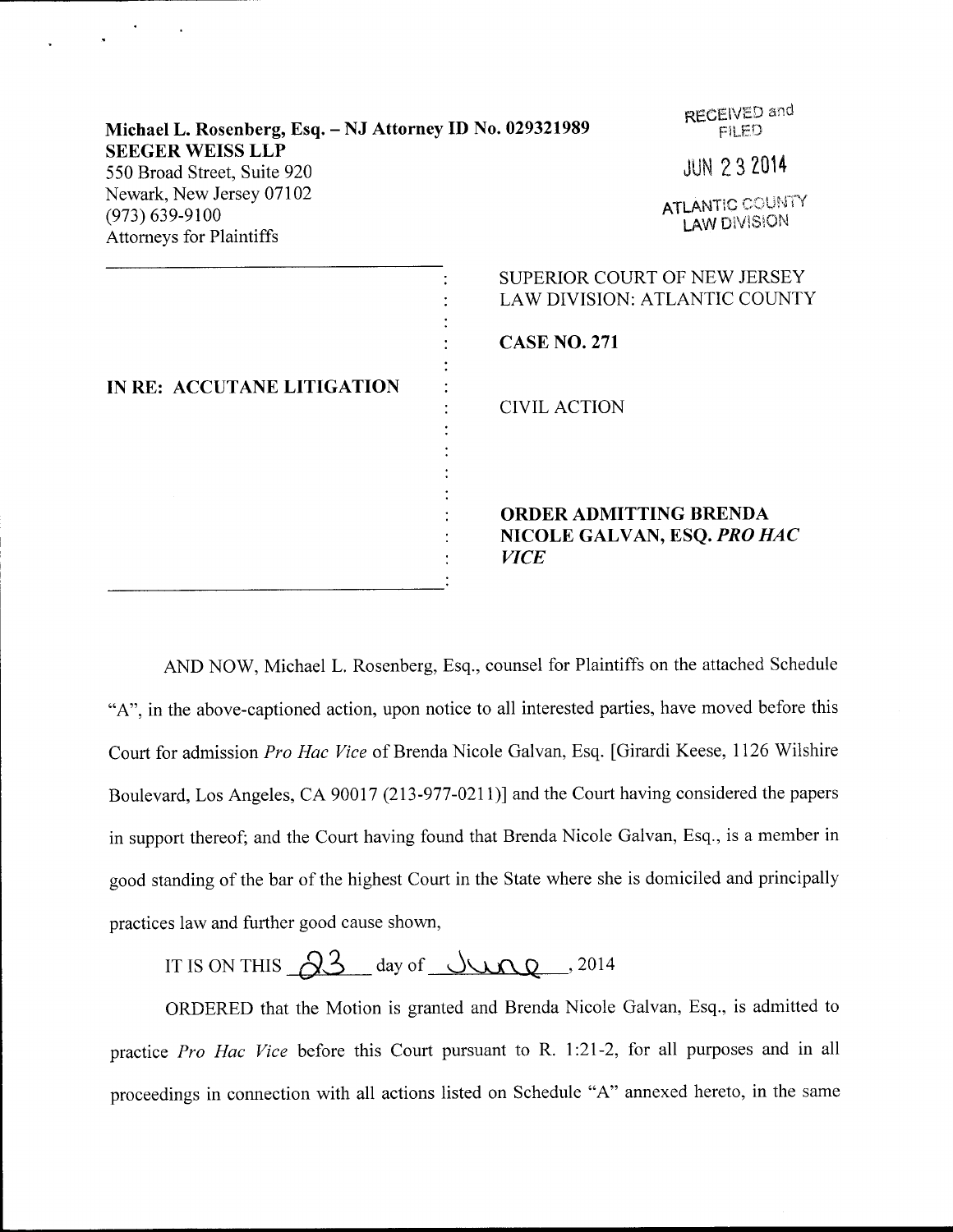**Michael L. Rosenberg, Esq. – NJ Attorney ID No. 029321989**
**SEEGER WEISS LLP**
550 Broad Street, Suite 920
Newark, New Jersey 07102
(973) 639-9100
Attorneys for Plaintiffs

RECEIVED and FILED
JUN 23 2014
ATLANTIC COUNTY LAW DIVISION

**IN RE: ACCUTANE LITIGATION**

SUPERIOR COURT OF NEW JERSEY
LAW DIVISION: ATLANTIC COUNTY

**CASE NO. 271**

CIVIL ACTION

**ORDER ADMITTING BRENDA NICOLE GALVAN, ESQ. *PRO HAC VICE***

AND NOW, Michael L. Rosenberg, Esq., counsel for Plaintiffs on the attached Schedule "A", in the above-captioned action, upon notice to all interested parties, have moved before this Court for admission *Pro Hac Vice* of Brenda Nicole Galvan, Esq. [Girardi Keese, 1126 Wilshire Boulevard, Los Angeles, CA 90017 (213-977-0211)] and the Court having considered the papers in support thereof; and the Court having found that Brenda Nicole Galvan, Esq., is a member in good standing of the bar of the highest Court in the State where she is domiciled and principally practices law and further good cause shown,

IT IS ON THIS 23 day of June, 2014

ORDERED that the Motion is granted and Brenda Nicole Galvan, Esq., is admitted to practice *Pro Hac Vice* before this Court pursuant to R. 1:21-2, for all purposes and in all proceedings in connection with all actions listed on Schedule "A" annexed hereto, in the same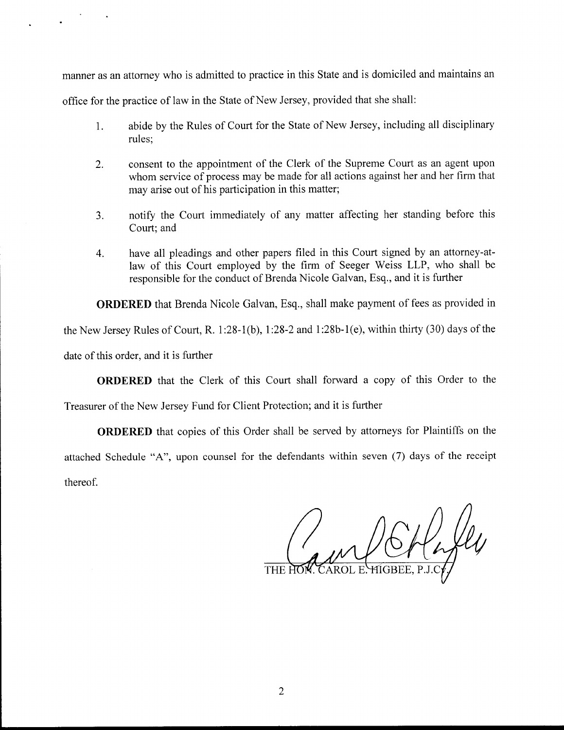manner as an attorney who is admitted to practice in this State and is domiciled and maintains an office for the practice of law in the State of New Jersey, provided that she shall:

1. abide by the Rules of Court for the State of New Jersey, including all disciplinary rules;

2. consent to the appointment of the Clerk of the Supreme Court as an agent upon whom service of process may be made for all actions against her and her firm that may arise out of his participation in this matter;

3. notify the Court immediately of any matter affecting her standing before this Court; and

4. have all pleadings and other papers filed in this Court signed by an attorney-at-law of this Court employed by the firm of Seeger Weiss LLP, who shall be responsible for the conduct of Brenda Nicole Galvan, Esq., and it is further

**ORDERED** that Brenda Nicole Galvan, Esq., shall make payment of fees as provided in the New Jersey Rules of Court, R. 1:28-1(b), 1:28-2 and 1:28b-1(e), within thirty (30) days of the date of this order, and it is further

**ORDERED** that the Clerk of this Court shall forward a copy of this Order to the Treasurer of the New Jersey Fund for Client Protection; and it is further

**ORDERED** that copies of this Order shall be served by attorneys for Plaintiffs on the attached Schedule "A", upon counsel for the defendants within seven (7) days of the receipt thereof.

THE HON. CAROL E. HIGBEE, P.J.Cv.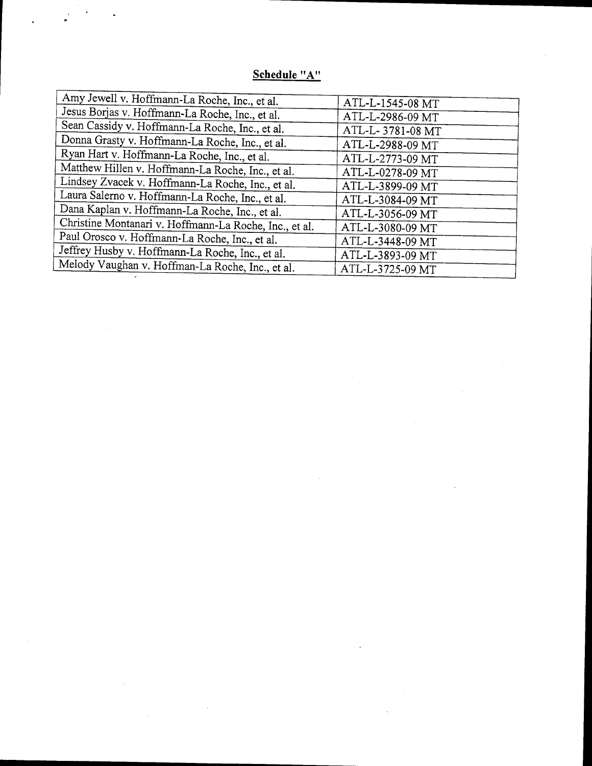**Schedule "A"**

| | |
|---|---|
| Amy Jewell v. Hoffmann-La Roche, Inc., et al. | ATL-L-1545-08 MT |
| Jesus Borjas v. Hoffmann-La Roche, Inc., et al. | ATL-L-2986-09 MT |
| Sean Cassidy v. Hoffmann-La Roche, Inc., et al. | ATL-L- 3781-08 MT |
| Donna Grasty v. Hoffmann-La Roche, Inc., et al. | ATL-L-2988-09 MT |
| Ryan Hart v. Hoffmann-La Roche, Inc., et al. | ATL-L-2773-09 MT |
| Matthew Hillen v. Hoffmann-La Roche, Inc., et al. | ATL-L-0278-09 MT |
| Lindsey Zvacek v. Hoffmann-La Roche, Inc., et al. | ATL-L-3899-09 MT |
| Laura Salerno v. Hoffmann-La Roche, Inc., et al. | ATL-L-3084-09 MT |
| Dana Kaplan v. Hoffmann-La Roche, Inc., et al. | ATL-L-3056-09 MT |
| Christine Montanari v. Hoffmann-La Roche, Inc., et al. | ATL-L-3080-09 MT |
| Paul Orosco v. Hoffmann-La Roche, Inc., et al. | ATL-L-3448-09 MT |
| Jeffrey Husby v. Hoffmann-La Roche, Inc., et al. | ATL-L-3893-09 MT |
| Melody Vaughan v. Hoffman-La Roche, Inc., et al. | ATL-L-3725-09 MT |